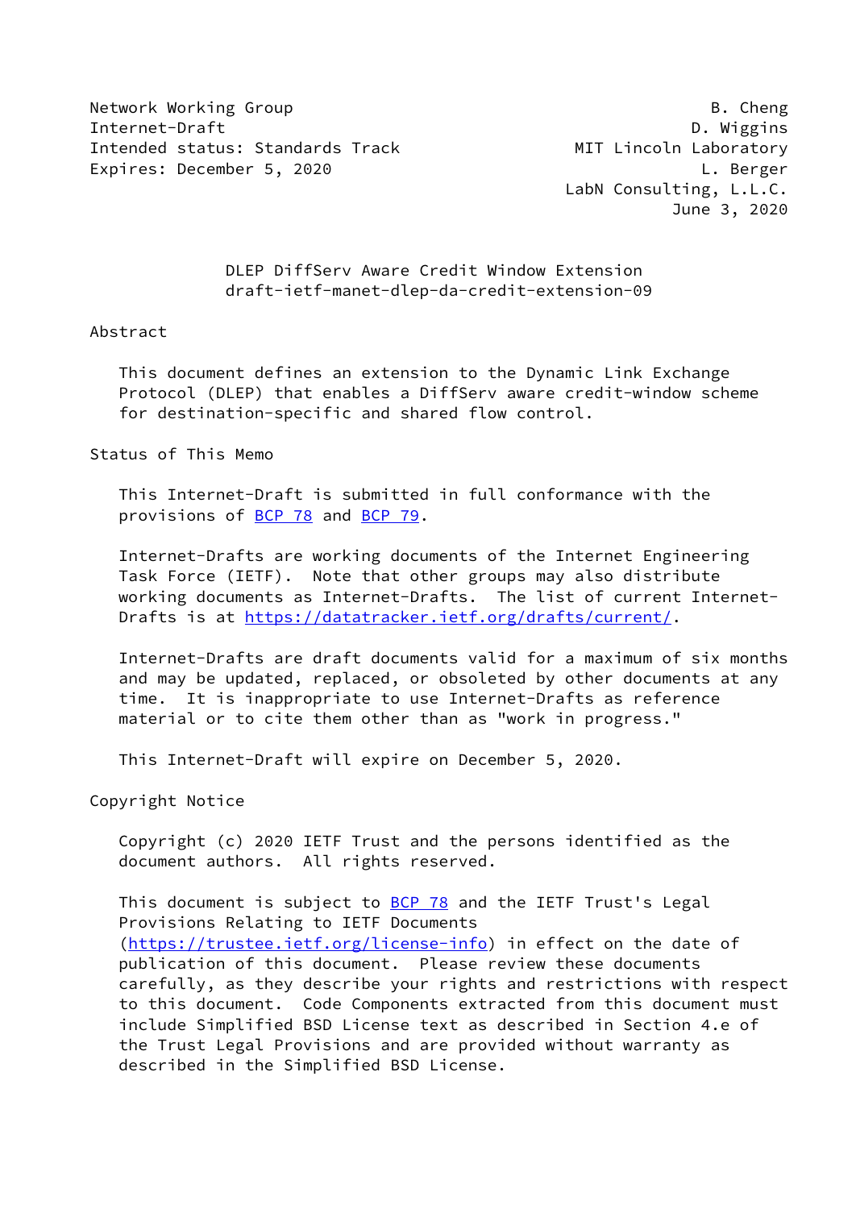Network Working Group B. Cheng
Internet-Draft D. Wiggins
Intended status: Standards Track MIT Lincoln Laboratory
Expires: December 5, 2020 L. Berger
LabN Consulting, L.L.C.
June 3, 2020

# DLEP DiffServ Aware Credit Window Extension
draft-ietf-manet-dlep-da-credit-extension-09

## Abstract

This document defines an extension to the Dynamic Link Exchange Protocol (DLEP) that enables a DiffServ aware credit-window scheme for destination-specific and shared flow control.

## Status of This Memo

This Internet-Draft is submitted in full conformance with the provisions of BCP 78 and BCP 79.

Internet-Drafts are working documents of the Internet Engineering Task Force (IETF). Note that other groups may also distribute working documents as Internet-Drafts. The list of current Internet-Drafts is at https://datatracker.ietf.org/drafts/current/.

Internet-Drafts are draft documents valid for a maximum of six months and may be updated, replaced, or obsoleted by other documents at any time. It is inappropriate to use Internet-Drafts as reference material or to cite them other than as "work in progress."

This Internet-Draft will expire on December 5, 2020.

## Copyright Notice

Copyright (c) 2020 IETF Trust and the persons identified as the document authors. All rights reserved.

This document is subject to BCP 78 and the IETF Trust's Legal Provisions Relating to IETF Documents (https://trustee.ietf.org/license-info) in effect on the date of publication of this document. Please review these documents carefully, as they describe your rights and restrictions with respect to this document. Code Components extracted from this document must include Simplified BSD License text as described in Section 4.e of the Trust Legal Provisions and are provided without warranty as described in the Simplified BSD License.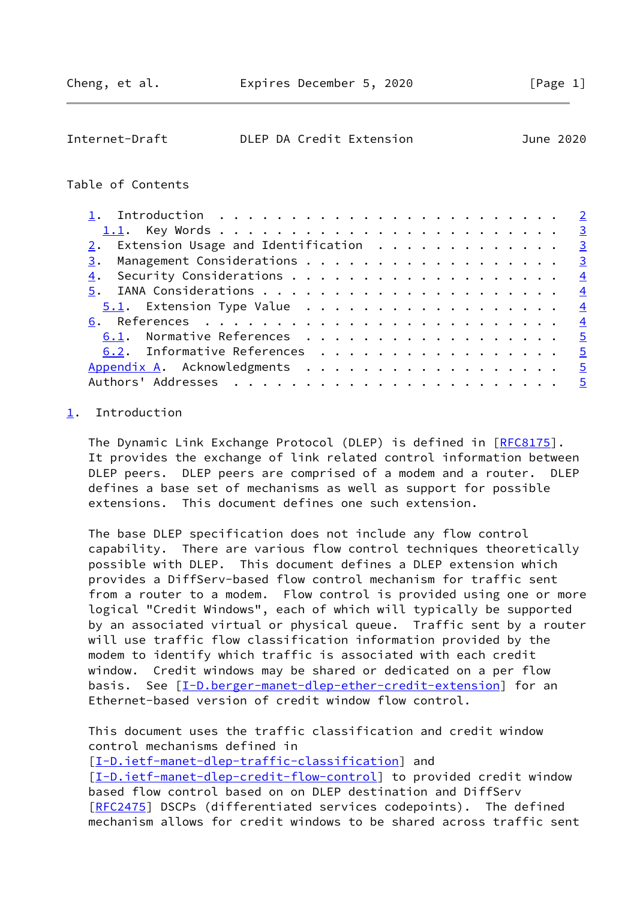Table of Contents

- 1. Introduction . . . . . . . . . . . . . . . . . . . . . . . . 2
  - 1.1. Key Words . . . . . . . . . . . . . . . . . . . . . . . 3
- 2. Extension Usage and Identification . . . . . . . . . . . . . 3
- 3. Management Considerations . . . . . . . . . . . . . . . . . 3
- 4. Security Considerations . . . . . . . . . . . . . . . . . . 4
- 5. IANA Considerations . . . . . . . . . . . . . . . . . . . . 4
  - 5.1. Extension Type Value . . . . . . . . . . . . . . . . . . 4
- 6. References . . . . . . . . . . . . . . . . . . . . . . . . . 4
  - 6.1. Normative References . . . . . . . . . . . . . . . . . . 5
  - 6.2. Informative References . . . . . . . . . . . . . . . . . 5
- Appendix A. Acknowledgments . . . . . . . . . . . . . . . . . . 5
- Authors' Addresses . . . . . . . . . . . . . . . . . . . . . . . 5

## 1. Introduction

The Dynamic Link Exchange Protocol (DLEP) is defined in [RFC8175]. It provides the exchange of link related control information between DLEP peers. DLEP peers are comprised of a modem and a router. DLEP defines a base set of mechanisms as well as support for possible extensions. This document defines one such extension.

The base DLEP specification does not include any flow control capability. There are various flow control techniques theoretically possible with DLEP. This document defines a DLEP extension which provides a DiffServ-based flow control mechanism for traffic sent from a router to a modem. Flow control is provided using one or more logical "Credit Windows", each of which will typically be supported by an associated virtual or physical queue. Traffic sent by a router will use traffic flow classification information provided by the modem to identify which traffic is associated with each credit window. Credit windows may be shared or dedicated on a per flow basis. See [I-D.berger-manet-dlep-ether-credit-extension] for an Ethernet-based version of credit window flow control.

This document uses the traffic classification and credit window control mechanisms defined in [I-D.ietf-manet-dlep-traffic-classification] and [I-D.ietf-manet-dlep-credit-flow-control] to provided credit window based flow control based on on DLEP destination and DiffServ [RFC2475] DSCPs (differentiated services codepoints). The defined mechanism allows for credit windows to be shared across traffic sent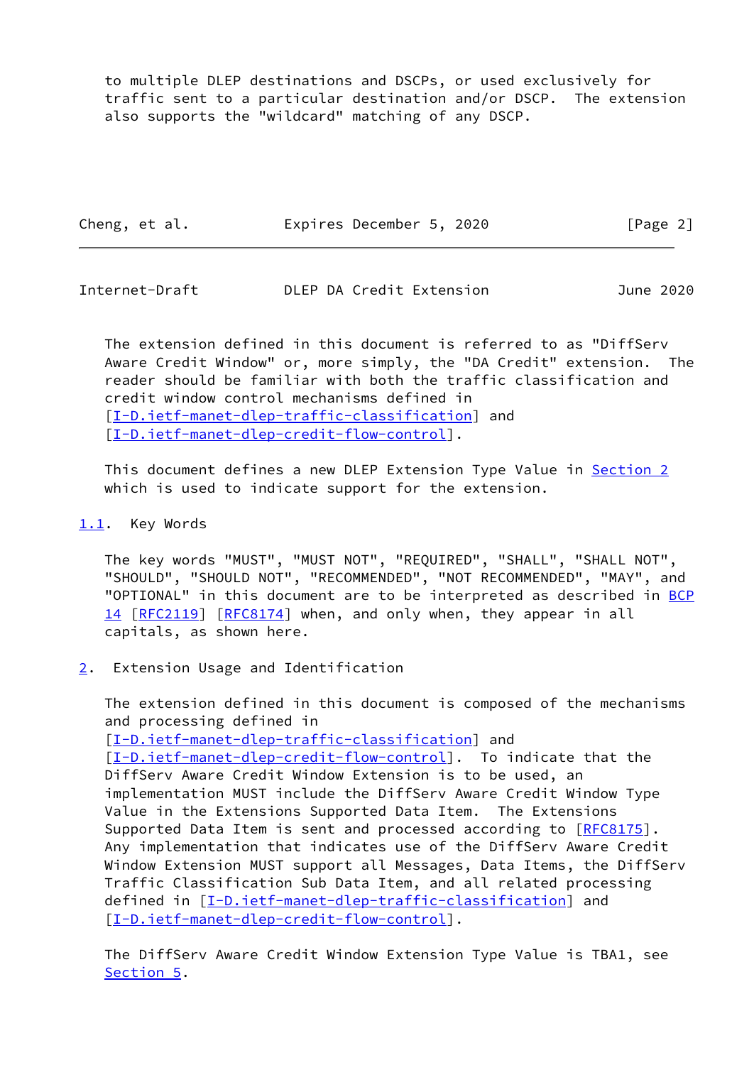to multiple DLEP destinations and DSCPs, or used exclusively for traffic sent to a particular destination and/or DSCP. The extension also supports the "wildcard" matching of any DSCP.

The extension defined in this document is referred to as "DiffServ Aware Credit Window" or, more simply, the "DA Credit" extension. The reader should be familiar with both the traffic classification and credit window control mechanisms defined in [I-D.ietf-manet-dlep-traffic-classification] and [I-D.ietf-manet-dlep-credit-flow-control].

This document defines a new DLEP Extension Type Value in Section 2 which is used to indicate support for the extension.

### 1.1. Key Words

The key words "MUST", "MUST NOT", "REQUIRED", "SHALL", "SHALL NOT", "SHOULD", "SHOULD NOT", "RECOMMENDED", "NOT RECOMMENDED", "MAY", and "OPTIONAL" in this document are to be interpreted as described in BCP 14 [RFC2119] [RFC8174] when, and only when, they appear in all capitals, as shown here.

## 2. Extension Usage and Identification

The extension defined in this document is composed of the mechanisms and processing defined in [I-D.ietf-manet-dlep-traffic-classification] and [I-D.ietf-manet-dlep-credit-flow-control]. To indicate that the DiffServ Aware Credit Window Extension is to be used, an implementation MUST include the DiffServ Aware Credit Window Type Value in the Extensions Supported Data Item. The Extensions Supported Data Item is sent and processed according to [RFC8175]. Any implementation that indicates use of the DiffServ Aware Credit Window Extension MUST support all Messages, Data Items, the DiffServ Traffic Classification Sub Data Item, and all related processing defined in [I-D.ietf-manet-dlep-traffic-classification] and [I-D.ietf-manet-dlep-credit-flow-control].

The DiffServ Aware Credit Window Extension Type Value is TBA1, see Section 5.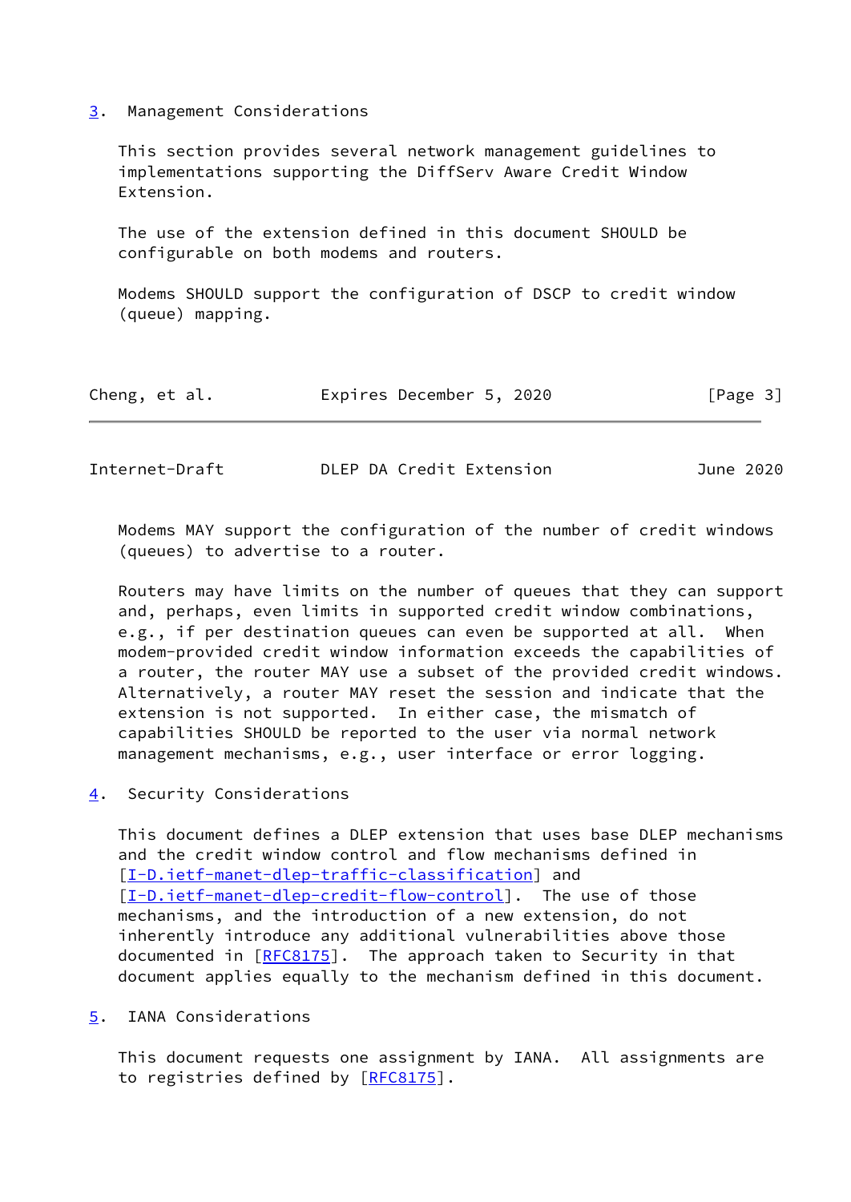## 3. Management Considerations

This section provides several network management guidelines to implementations supporting the DiffServ Aware Credit Window Extension.

The use of the extension defined in this document SHOULD be configurable on both modems and routers.

Modems SHOULD support the configuration of DSCP to credit window (queue) mapping.

Modems MAY support the configuration of the number of credit windows (queues) to advertise to a router.

Routers may have limits on the number of queues that they can support and, perhaps, even limits in supported credit window combinations, e.g., if per destination queues can even be supported at all. When modem-provided credit window information exceeds the capabilities of a router, the router MAY use a subset of the provided credit windows. Alternatively, a router MAY reset the session and indicate that the extension is not supported. In either case, the mismatch of capabilities SHOULD be reported to the user via normal network management mechanisms, e.g., user interface or error logging.

## 4. Security Considerations

This document defines a DLEP extension that uses base DLEP mechanisms and the credit window control and flow mechanisms defined in [I-D.ietf-manet-dlep-traffic-classification] and [I-D.ietf-manet-dlep-credit-flow-control]. The use of those mechanisms, and the introduction of a new extension, do not inherently introduce any additional vulnerabilities above those documented in [RFC8175]. The approach taken to Security in that document applies equally to the mechanism defined in this document.

## 5. IANA Considerations

This document requests one assignment by IANA. All assignments are to registries defined by [RFC8175].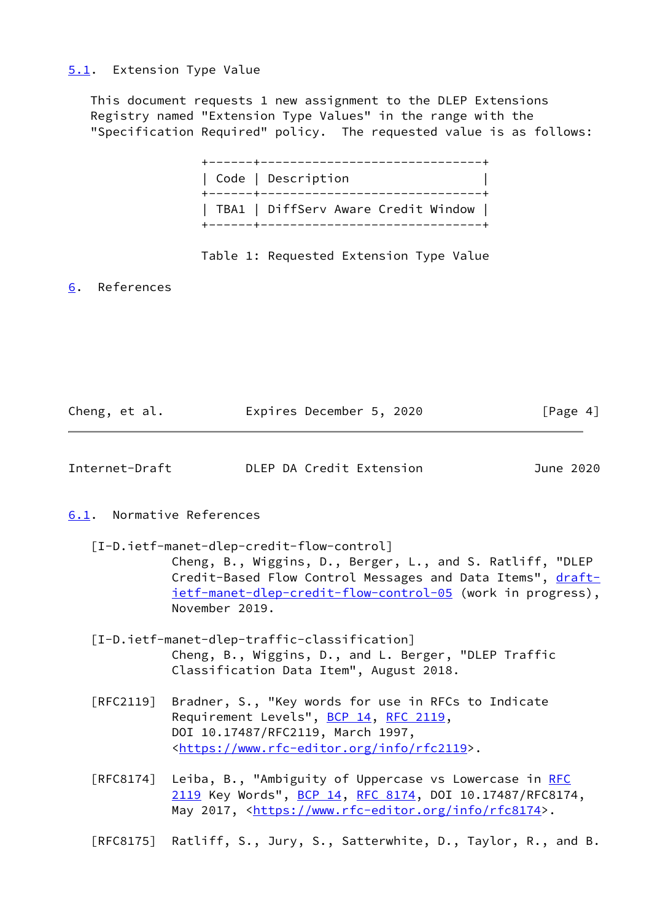### 5.1. Extension Type Value

This document requests 1 new assignment to the DLEP Extensions Registry named "Extension Type Values" in the range with the "Specification Required" policy. The requested value is as follows:

| Code | Description |
|---|---|
| TBA1 | DiffServ Aware Credit Window |

Table 1: Requested Extension Type Value

## 6. References

### 6.1. Normative References

[I-D.ietf-manet-dlep-credit-flow-control]
Cheng, B., Wiggins, D., Berger, L., and S. Ratliff, "DLEP Credit-Based Flow Control Messages and Data Items", draft-ietf-manet-dlep-credit-flow-control-05 (work in progress), November 2019.

[I-D.ietf-manet-dlep-traffic-classification]
Cheng, B., Wiggins, D., and L. Berger, "DLEP Traffic Classification Data Item", August 2018.

[RFC2119] Bradner, S., "Key words for use in RFCs to Indicate Requirement Levels", BCP 14, RFC 2119, DOI 10.17487/RFC2119, March 1997, <https://www.rfc-editor.org/info/rfc2119>.

[RFC8174] Leiba, B., "Ambiguity of Uppercase vs Lowercase in RFC 2119 Key Words", BCP 14, RFC 8174, DOI 10.17487/RFC8174, May 2017, <https://www.rfc-editor.org/info/rfc8174>.

[RFC8175] Ratliff, S., Jury, S., Satterwhite, D., Taylor, R., and B.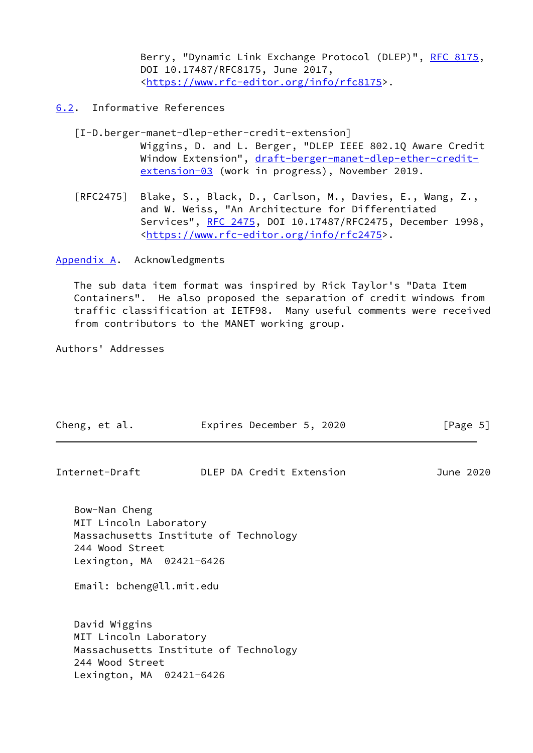Berry, "Dynamic Link Exchange Protocol (DLEP)", RFC 8175, DOI 10.17487/RFC8175, June 2017, <https://www.rfc-editor.org/info/rfc8175>.

## 6.2. Informative References

[I-D.berger-manet-dlep-ether-credit-extension]
Wiggins, D. and L. Berger, "DLEP IEEE 802.1Q Aware Credit Window Extension", draft-berger-manet-dlep-ether-credit-extension-03 (work in progress), November 2019.

[RFC2475] Blake, S., Black, D., Carlson, M., Davies, E., Wang, Z., and W. Weiss, "An Architecture for Differentiated Services", RFC 2475, DOI 10.17487/RFC2475, December 1998, <https://www.rfc-editor.org/info/rfc2475>.

# Appendix A. Acknowledgments

The sub data item format was inspired by Rick Taylor's "Data Item Containers". He also proposed the separation of credit windows from traffic classification at IETF98. Many useful comments were received from contributors to the MANET working group.

# Authors' Addresses

Bow-Nan Cheng
MIT Lincoln Laboratory
Massachusetts Institute of Technology
244 Wood Street
Lexington, MA 02421-6426

Email: bcheng@ll.mit.edu

David Wiggins
MIT Lincoln Laboratory
Massachusetts Institute of Technology
244 Wood Street
Lexington, MA 02421-6426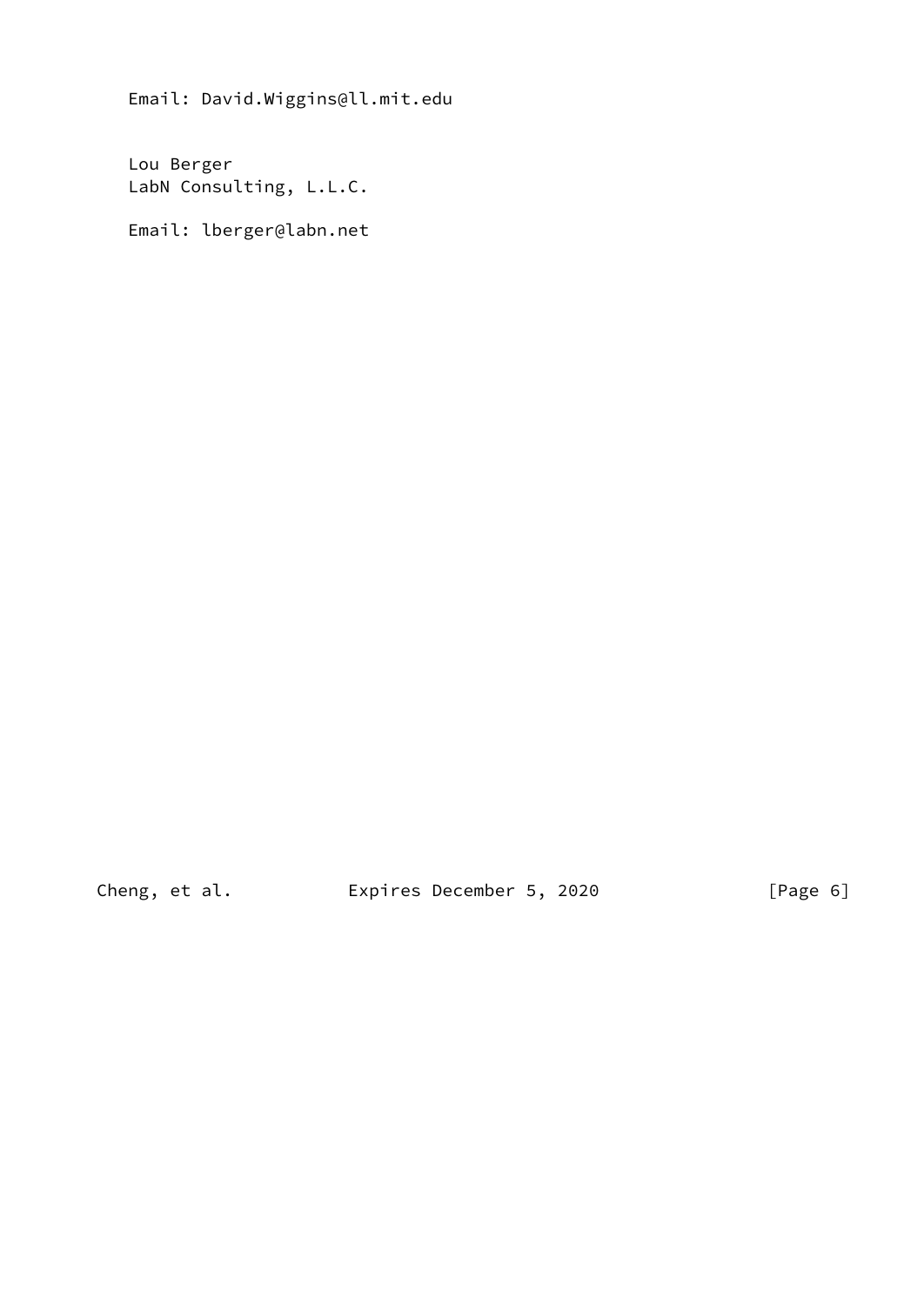Email: David.Wiggins@ll.mit.edu

Lou Berger
LabN Consulting, L.L.C.

Email: lberger@labn.net